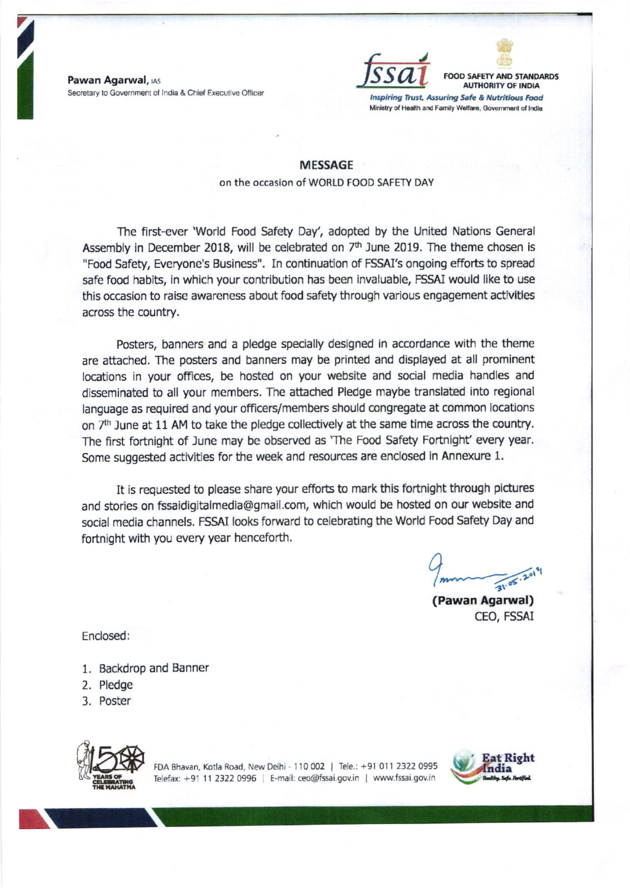**Pawan Agarwal**, IAS
Secretary to Government of India & Chief Executive Officer

FOOD SAFETY AND STANDARDS AUTHORITY OF INDIA
*Inspiring Trust, Assuring Safe & Nutritious Food*
Ministry of Health and Family Welfare, Government of India

## MESSAGE

on the occasion of WORLD FOOD SAFETY DAY

The first-ever 'World Food Safety Day', adopted by the United Nations General Assembly in December 2018, will be celebrated on 7th June 2019. The theme chosen is "Food Safety, Everyone's Business". In continuation of FSSAI's ongoing efforts to spread safe food habits, in which your contribution has been invaluable, FSSAI would like to use this occasion to raise awareness about food safety through various engagement activities across the country.

Posters, banners and a pledge specially designed in accordance with the theme are attached. The posters and banners may be printed and displayed at all prominent locations in your offices, be hosted on your website and social media handles and disseminated to all your members. The attached Pledge maybe translated into regional language as required and your officers/members should congregate at common locations on 7th June at 11 AM to take the pledge collectively at the same time across the country. The first fortnight of June may be observed as 'The Food Safety Fortnight' every year. Some suggested activities for the week and resources are enclosed in Annexure 1.

It is requested to please share your efforts to mark this fortnight through pictures and stories on fssaidigitalmedia@gmail.com, which would be hosted on our website and social media channels. FSSAI looks forward to celebrating the World Food Safety Day and fortnight with you every year henceforth.

31.05.2019

**(Pawan Agarwal)**
CEO, FSSAI

Enclosed:

1. Backdrop and Banner
2. Pledge
3. Poster

FDA Bhavan, Kotla Road, New Delhi - 110 002 | Tele.: +91 011 2322 0995
Telefax: +91 11 2322 0996 | E-mail: ceo@fssai.gov.in | www.fssai.gov.in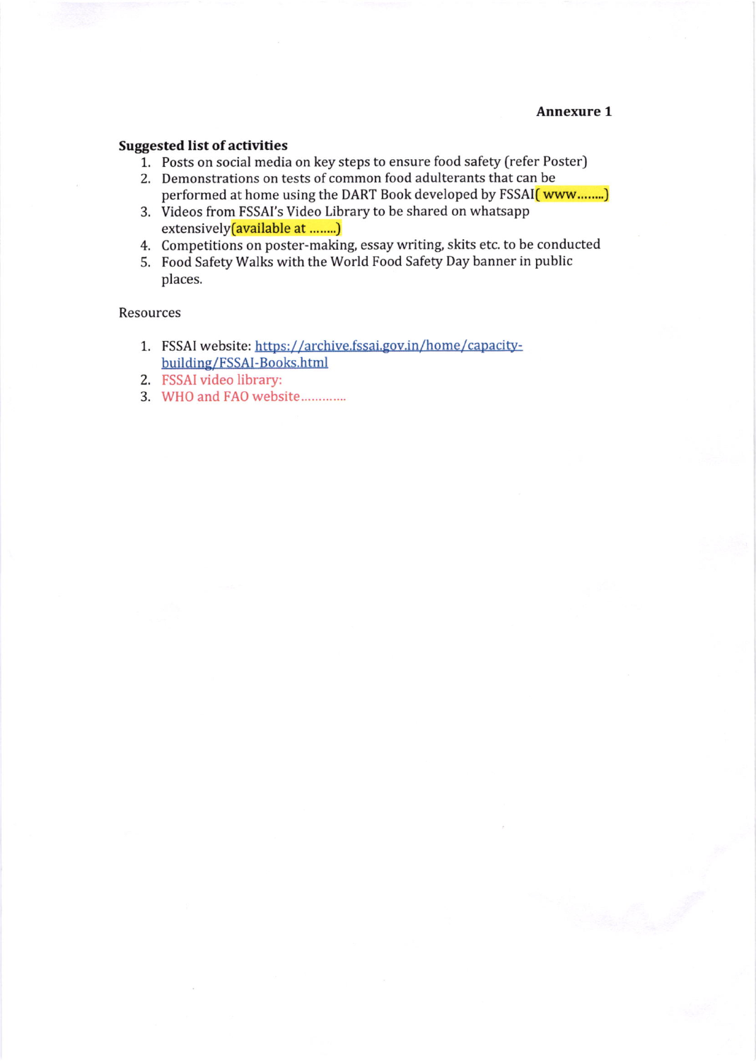**Annexure 1**

**Suggested list of activities**

1. Posts on social media on key steps to ensure food safety (refer Poster)
2. Demonstrations on tests of common food adulterants that can be performed at home using the DART Book developed by FSSAI( www........)
3. Videos from FSSAI's Video Library to be shared on whatsapp extensively(available at ........)
4. Competitions on poster-making, essay writing, skits etc. to be conducted
5. Food Safety Walks with the World Food Safety Day banner in public places.

Resources

1. FSSAI website: https://archive.fssai.gov.in/home/capacity-building/FSSAI-Books.html
2. FSSAI video library:
3. WHO and FAO website.............